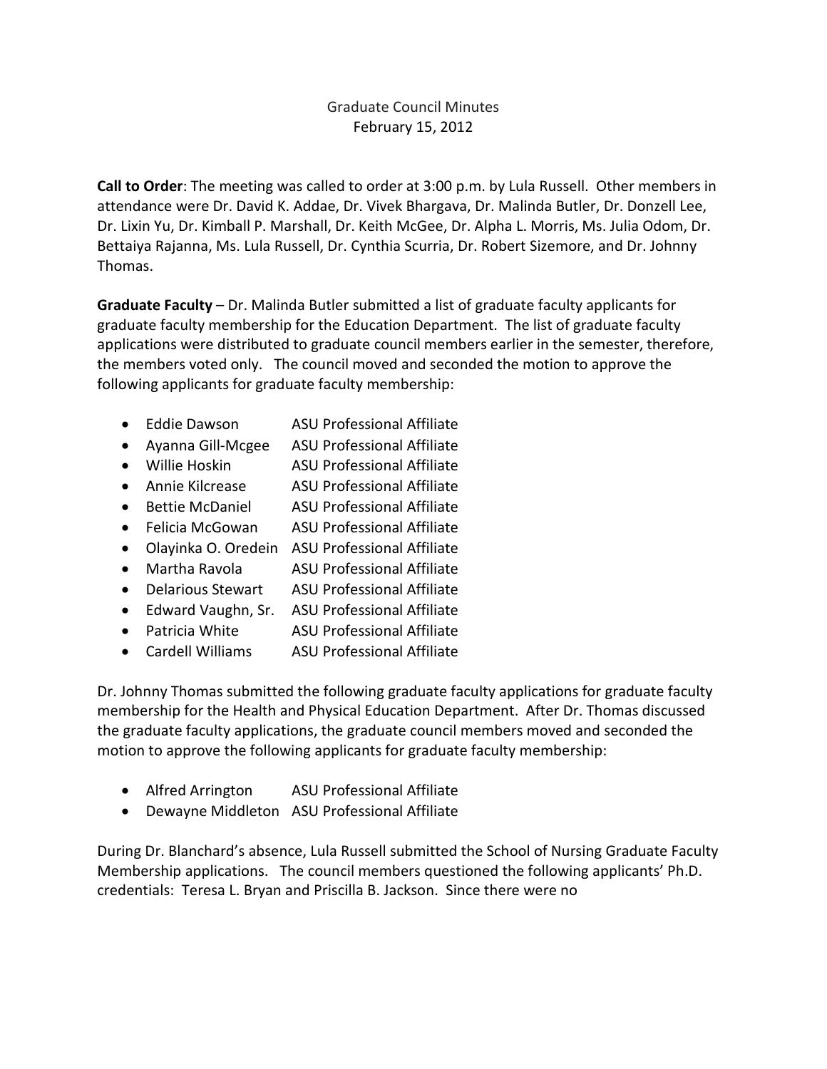Graduate Council Minutes
February 15, 2012

**Call to Order**: The meeting was called to order at 3:00 p.m. by Lula Russell. Other members in attendance were Dr. David K. Addae, Dr. Vivek Bhargava, Dr. Malinda Butler, Dr. Donzell Lee, Dr. Lixin Yu, Dr. Kimball P. Marshall, Dr. Keith McGee, Dr. Alpha L. Morris, Ms. Julia Odom, Dr. Bettaiya Rajanna, Ms. Lula Russell, Dr. Cynthia Scurria, Dr. Robert Sizemore, and Dr. Johnny Thomas.

**Graduate Faculty** – Dr. Malinda Butler submitted a list of graduate faculty applicants for graduate faculty membership for the Education Department. The list of graduate faculty applications were distributed to graduate council members earlier in the semester, therefore, the members voted only. The council moved and seconded the motion to approve the following applicants for graduate faculty membership:

- Eddie Dawson ASU Professional Affiliate
- Ayanna Gill-Mcgee ASU Professional Affiliate
- Willie Hoskin ASU Professional Affiliate
- Annie Kilcrease ASU Professional Affiliate
- Bettie McDaniel ASU Professional Affiliate
- Felicia McGowan ASU Professional Affiliate
- Olayinka O. Oredein ASU Professional Affiliate
- Martha Ravola ASU Professional Affiliate
- Delarious Stewart ASU Professional Affiliate
- Edward Vaughn, Sr. ASU Professional Affiliate
- Patricia White ASU Professional Affiliate
- Cardell Williams ASU Professional Affiliate

Dr. Johnny Thomas submitted the following graduate faculty applications for graduate faculty membership for the Health and Physical Education Department. After Dr. Thomas discussed the graduate faculty applications, the graduate council members moved and seconded the motion to approve the following applicants for graduate faculty membership:

- Alfred Arrington ASU Professional Affiliate
- Dewayne Middleton ASU Professional Affiliate

During Dr. Blanchard's absence, Lula Russell submitted the School of Nursing Graduate Faculty Membership applications. The council members questioned the following applicants' Ph.D. credentials: Teresa L. Bryan and Priscilla B. Jackson. Since there were no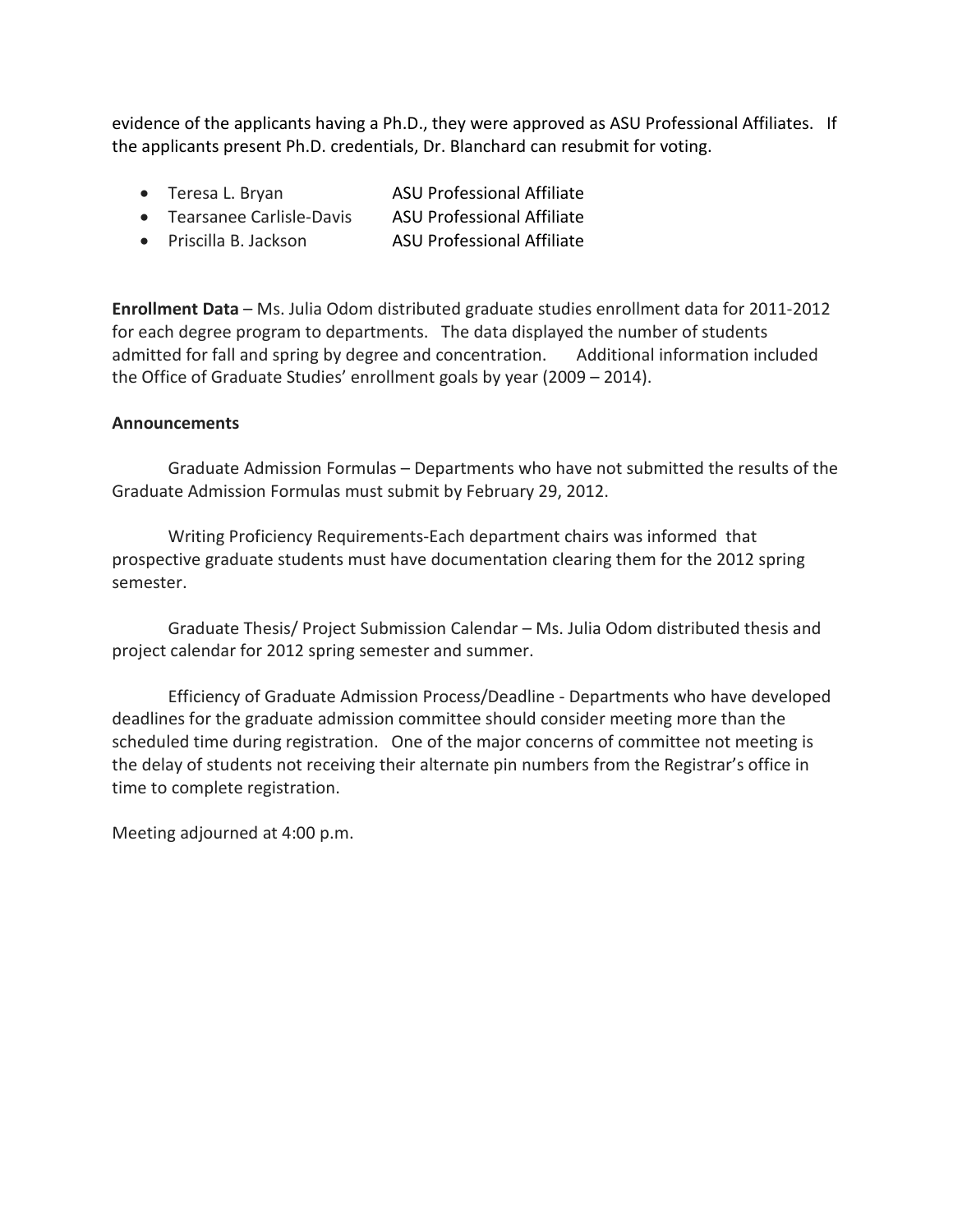evidence of the applicants having a Ph.D., they were approved as ASU Professional Affiliates. If the applicants present Ph.D. credentials, Dr. Blanchard can resubmit for voting.

- Teresa L. Bryan ASU Professional Affiliate
- Tearsanee Carlisle-Davis ASU Professional Affiliate
- Priscilla B. Jackson ASU Professional Affiliate

**Enrollment Data** – Ms. Julia Odom distributed graduate studies enrollment data for 2011-2012 for each degree program to departments. The data displayed the number of students admitted for fall and spring by degree and concentration. Additional information included the Office of Graduate Studies' enrollment goals by year (2009 – 2014).

**Announcements**

Graduate Admission Formulas – Departments who have not submitted the results of the Graduate Admission Formulas must submit by February 29, 2012.

Writing Proficiency Requirements-Each department chairs was informed that prospective graduate students must have documentation clearing them for the 2012 spring semester.

Graduate Thesis/ Project Submission Calendar – Ms. Julia Odom distributed thesis and project calendar for 2012 spring semester and summer.

Efficiency of Graduate Admission Process/Deadline - Departments who have developed deadlines for the graduate admission committee should consider meeting more than the scheduled time during registration. One of the major concerns of committee not meeting is the delay of students not receiving their alternate pin numbers from the Registrar's office in time to complete registration.

Meeting adjourned at 4:00 p.m.